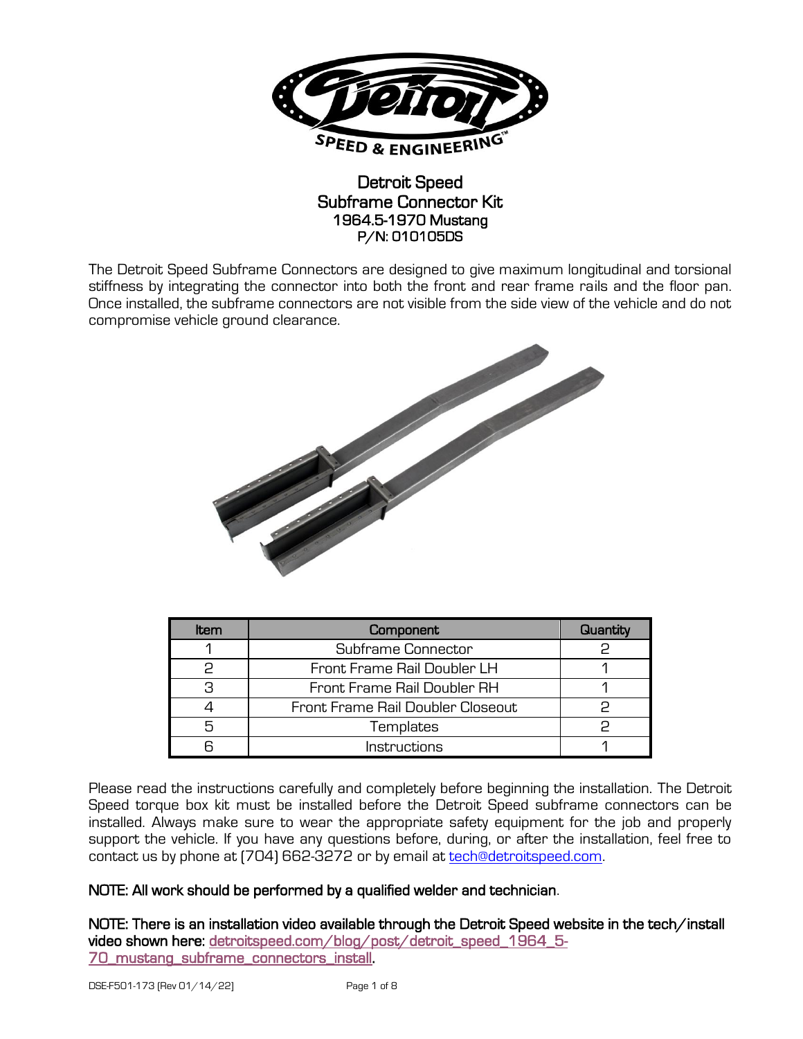# Detroit Speed
## Subframe Connector Kit
### 1964.5-1970 Mustang
### P/N: 010105DS

The Detroit Speed Subframe Connectors are designed to give maximum longitudinal and torsional stiffness by integrating the connector into both the front and rear frame rails and the floor pan. Once installed, the subframe connectors are not visible from the side view of the vehicle and do not compromise vehicle ground clearance.

| Item | Component | Quantity |
|---|---|---|
| 1 | Subframe Connector | 2 |
| 2 | Front Frame Rail Doubler LH | 1 |
| 3 | Front Frame Rail Doubler RH | 1 |
| 4 | Front Frame Rail Doubler Closeout | 2 |
| 5 | Templates | 2 |
| 6 | Instructions | 1 |

Please read the instructions carefully and completely before beginning the installation. The Detroit Speed torque box kit must be installed before the Detroit Speed subframe connectors can be installed. Always make sure to wear the appropriate safety equipment for the job and properly support the vehicle. If you have any questions before, during, or after the installation, feel free to contact us by phone at (704) 662-3272 or by email at tech@detroitspeed.com.

**NOTE: All work should be performed by a qualified welder and technician.**

**NOTE: There is an installation video available through the Detroit Speed website in the tech/install video shown here: detroitspeed.com/blog/post/detroit_speed_1964_5-70_mustang_subframe_connectors_install.**

DSE-F501-173 (Rev 01/14/22)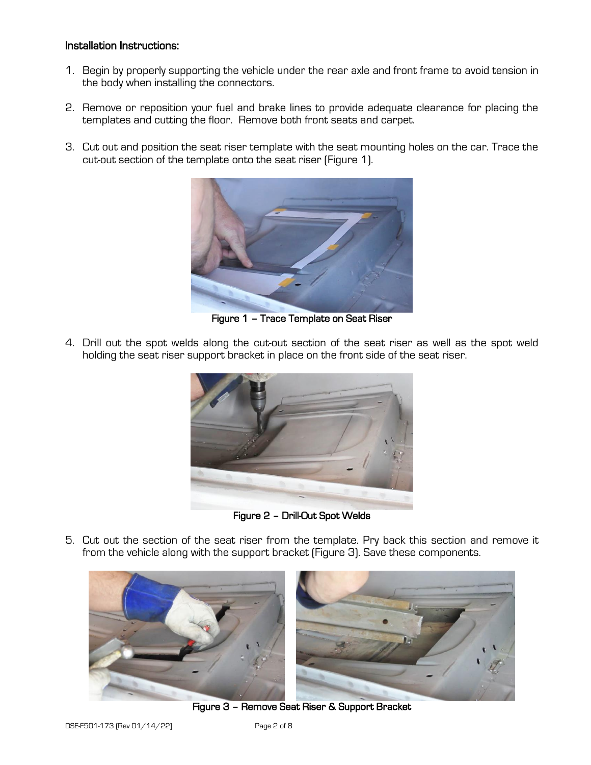## Installation Instructions:

1. Begin by properly supporting the vehicle under the rear axle and front frame to avoid tension in the body when installing the connectors.

2. Remove or reposition your fuel and brake lines to provide adequate clearance for placing the templates and cutting the floor. Remove both front seats and carpet.

3. Cut out and position the seat riser template with the seat mounting holes on the car. Trace the cut-out section of the template onto the seat riser (Figure 1).

**Figure 1 – Trace Template on Seat Riser**

4. Drill out the spot welds along the cut-out section of the seat riser as well as the spot weld holding the seat riser support bracket in place on the front side of the seat riser.

**Figure 2 – Drill-Out Spot Welds**

5. Cut out the section of the seat riser from the template. Pry back this section and remove it from the vehicle along with the support bracket (Figure 3). Save these components.

**Figure 3 – Remove Seat Riser & Support Bracket**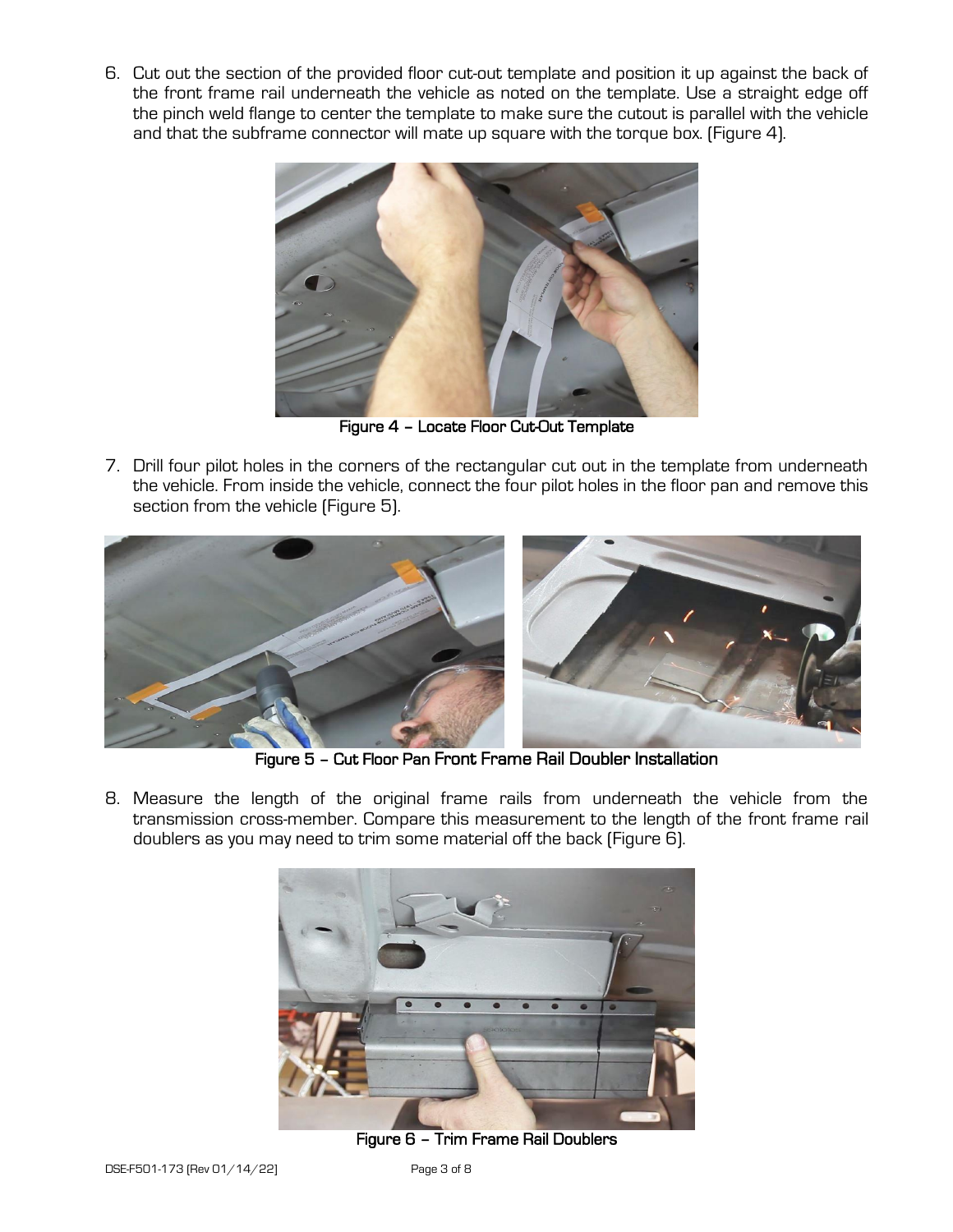6. Cut out the section of the provided floor cut-out template and position it up against the back of the front frame rail underneath the vehicle as noted on the template. Use a straight edge off the pinch weld flange to center the template to make sure the cutout is parallel with the vehicle and that the subframe connector will mate up square with the torque box. (Figure 4).

**Figure 4 – Locate Floor Cut-Out Template**

7. Drill four pilot holes in the corners of the rectangular cut out in the template from underneath the vehicle. From inside the vehicle, connect the four pilot holes in the floor pan and remove this section from the vehicle (Figure 5).

**Figure 5 – Cut Floor Pan Front Frame Rail Doubler Installation**

8. Measure the length of the original frame rails from underneath the vehicle from the transmission cross-member. Compare this measurement to the length of the front frame rail doublers as you may need to trim some material off the back (Figure 6).

**Figure 6 – Trim Frame Rail Doublers**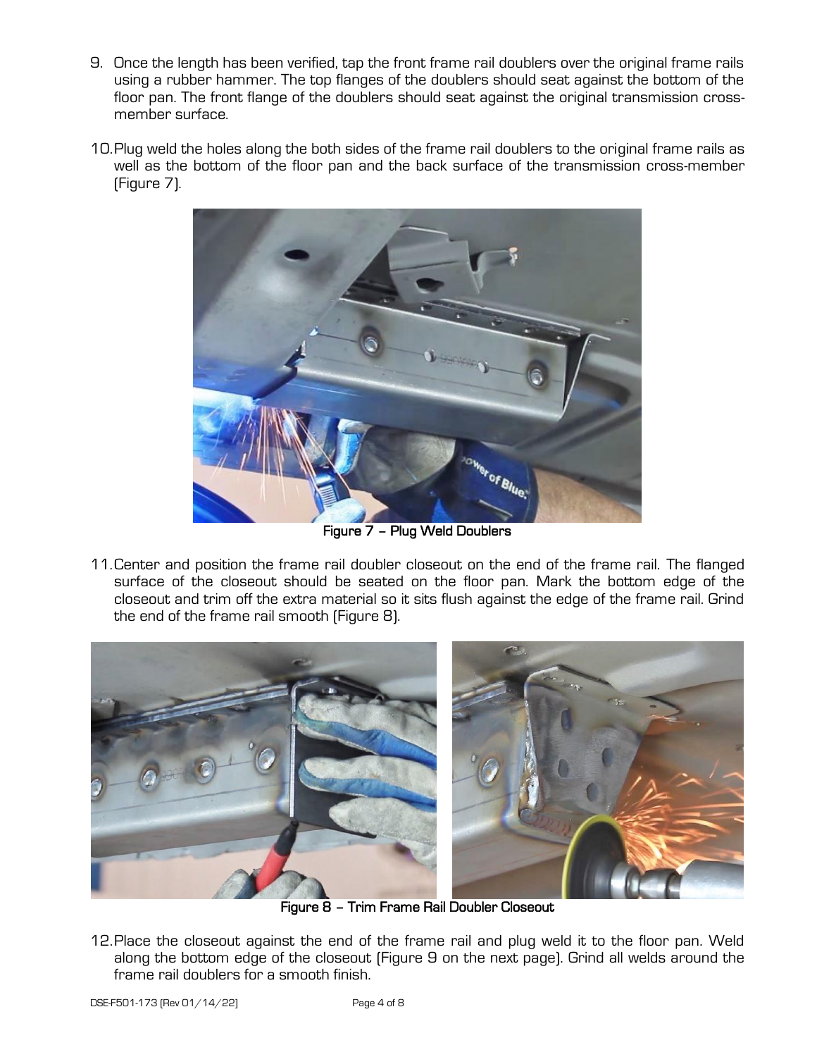9. Once the length has been verified, tap the front frame rail doublers over the original frame rails using a rubber hammer. The top flanges of the doublers should seat against the bottom of the floor pan. The front flange of the doublers should seat against the original transmission cross-member surface.

10. Plug weld the holes along the both sides of the frame rail doublers to the original frame rails as well as the bottom of the floor pan and the back surface of the transmission cross-member (Figure 7).

**Figure 7 – Plug Weld Doublers**

11. Center and position the frame rail doubler closeout on the end of the frame rail. The flanged surface of the closeout should be seated on the floor pan. Mark the bottom edge of the closeout and trim off the extra material so it sits flush against the edge of the frame rail. Grind the end of the frame rail smooth (Figure 8).

**Figure 8 – Trim Frame Rail Doubler Closeout**

12. Place the closeout against the end of the frame rail and plug weld it to the floor pan. Weld along the bottom edge of the closeout (Figure 9 on the next page). Grind all welds around the frame rail doublers for a smooth finish.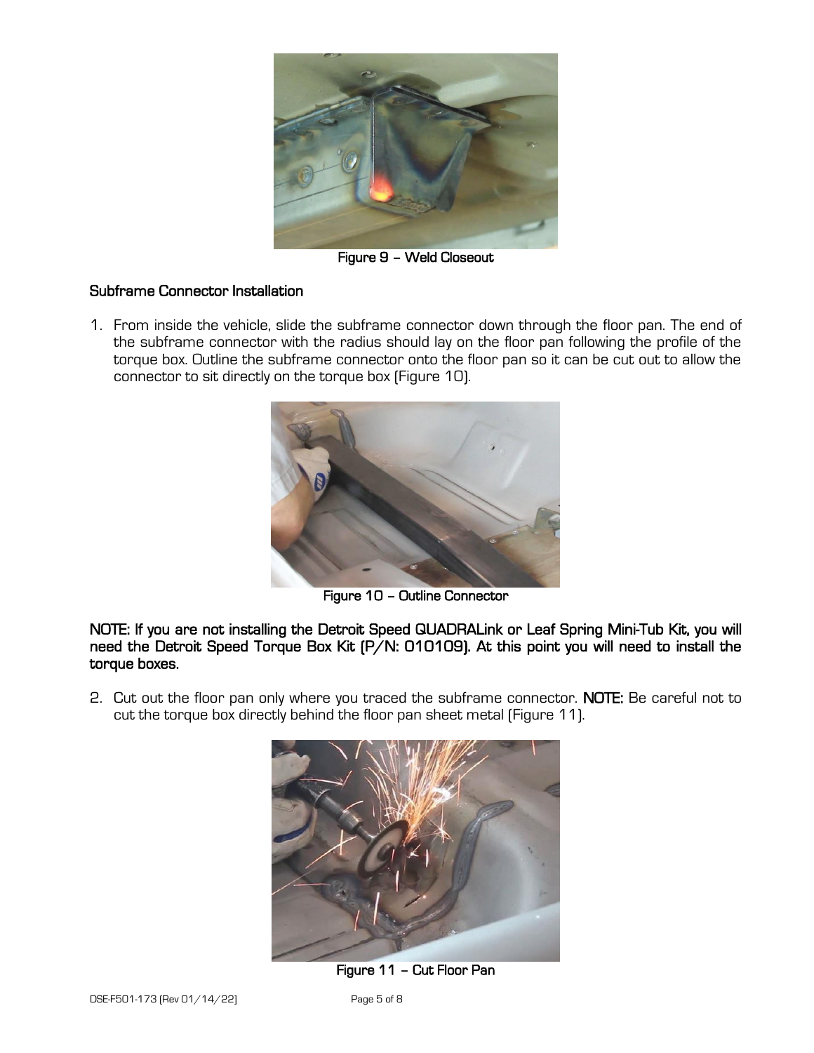Figure 9 – Weld Closeout

## Subframe Connector Installation

1. From inside the vehicle, slide the subframe connector down through the floor pan. The end of the subframe connector with the radius should lay on the floor pan following the profile of the torque box. Outline the subframe connector onto the floor pan so it can be cut out to allow the connector to sit directly on the torque box (Figure 10).

Figure 10 – Outline Connector

**NOTE: If you are not installing the Detroit Speed QUADRALink or Leaf Spring Mini-Tub Kit, you will need the Detroit Speed Torque Box Kit (P/N: 010109). At this point you will need to install the torque boxes.**

2. Cut out the floor pan only where you traced the subframe connector. **NOTE:** Be careful not to cut the torque box directly behind the floor pan sheet metal (Figure 11).

Figure 11 – Cut Floor Pan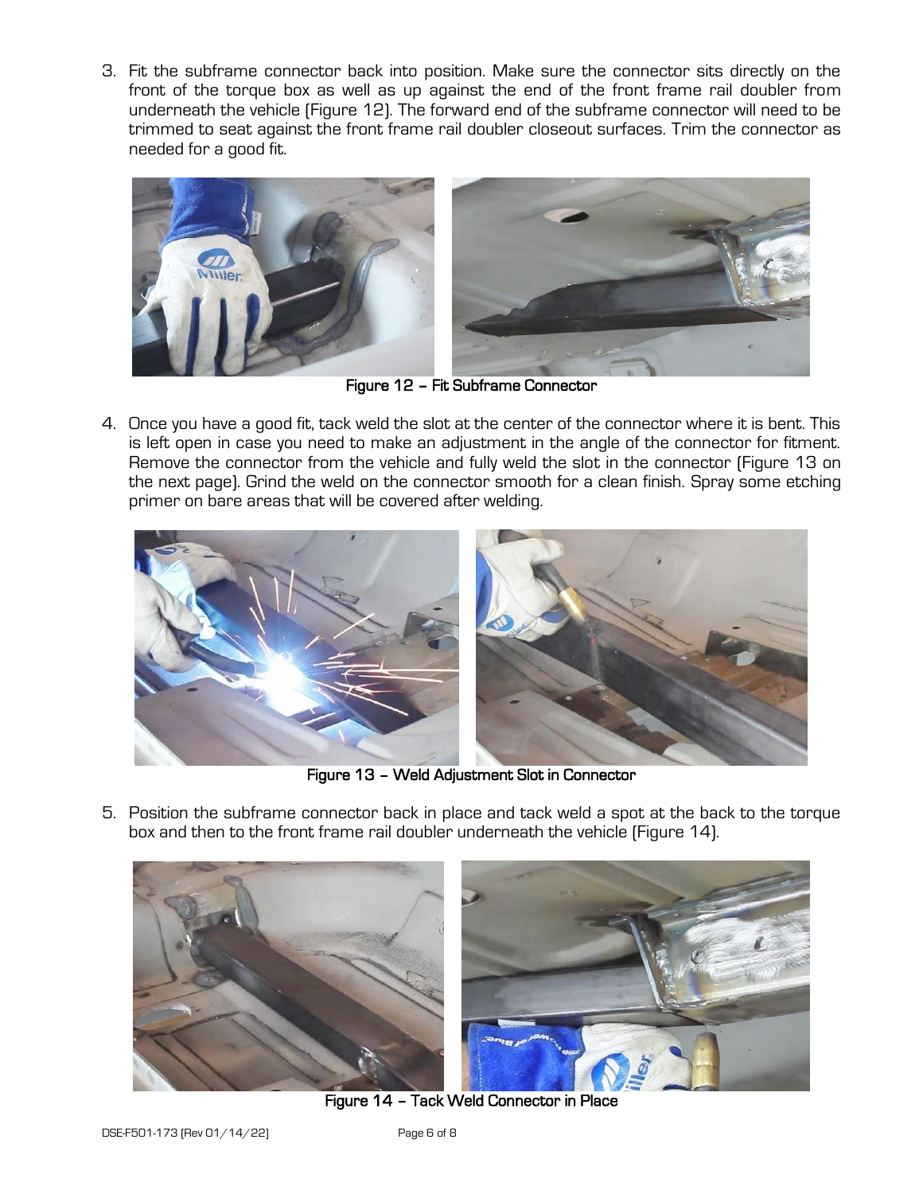3. Fit the subframe connector back into position. Make sure the connector sits directly on the front of the torque box as well as up against the end of the front frame rail doubler from underneath the vehicle (Figure 12). The forward end of the subframe connector will need to be trimmed to seat against the front frame rail doubler closeout surfaces. Trim the connector as needed for a good fit.

**Figure 12 – Fit Subframe Connector**

4. Once you have a good fit, tack weld the slot at the center of the connector where it is bent. This is left open in case you need to make an adjustment in the angle of the connector for fitment. Remove the connector from the vehicle and fully weld the slot in the connector (Figure 13 on the next page). Grind the weld on the connector smooth for a clean finish. Spray some etching primer on bare areas that will be covered after welding.

**Figure 13 – Weld Adjustment Slot in Connector**

5. Position the subframe connector back in place and tack weld a spot at the back to the torque box and then to the front frame rail doubler underneath the vehicle (Figure 14).

**Figure 14 – Tack Weld Connector in Place**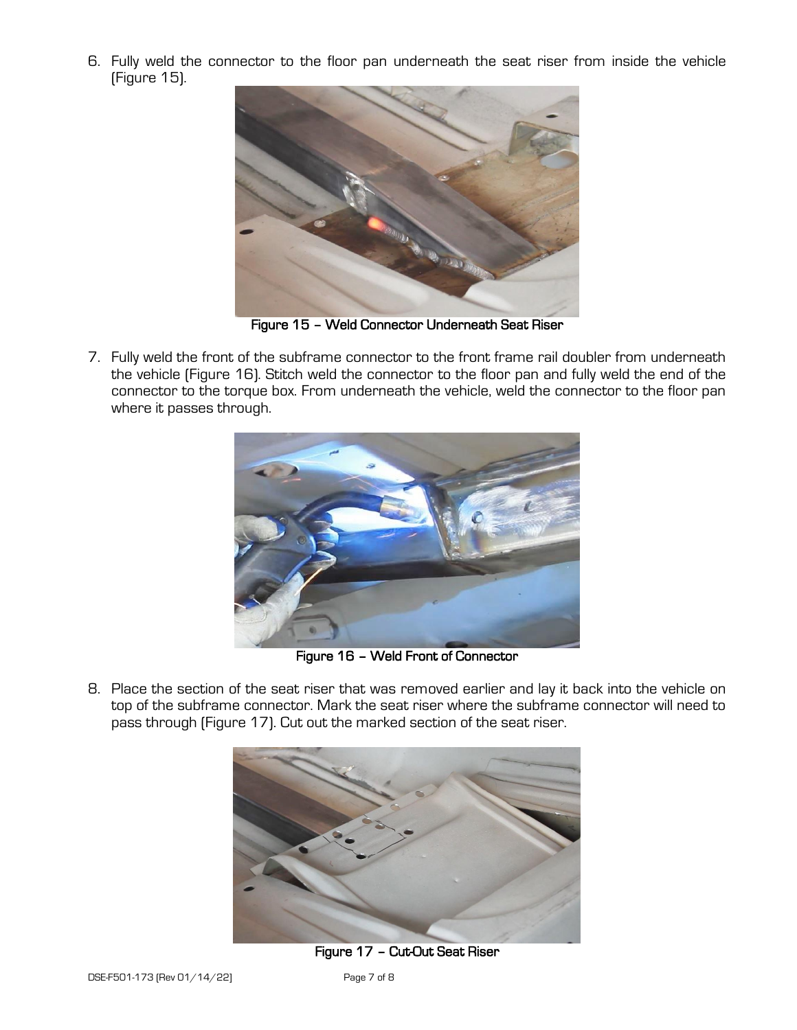6. Fully weld the connector to the floor pan underneath the seat riser from inside the vehicle (Figure 15).

**Figure 15 – Weld Connector Underneath Seat Riser**

7. Fully weld the front of the subframe connector to the front frame rail doubler from underneath the vehicle (Figure 16). Stitch weld the connector to the floor pan and fully weld the end of the connector to the torque box. From underneath the vehicle, weld the connector to the floor pan where it passes through.

**Figure 16 – Weld Front of Connector**

8. Place the section of the seat riser that was removed earlier and lay it back into the vehicle on top of the subframe connector. Mark the seat riser where the subframe connector will need to pass through (Figure 17). Cut out the marked section of the seat riser.

**Figure 17 – Cut-Out Seat Riser**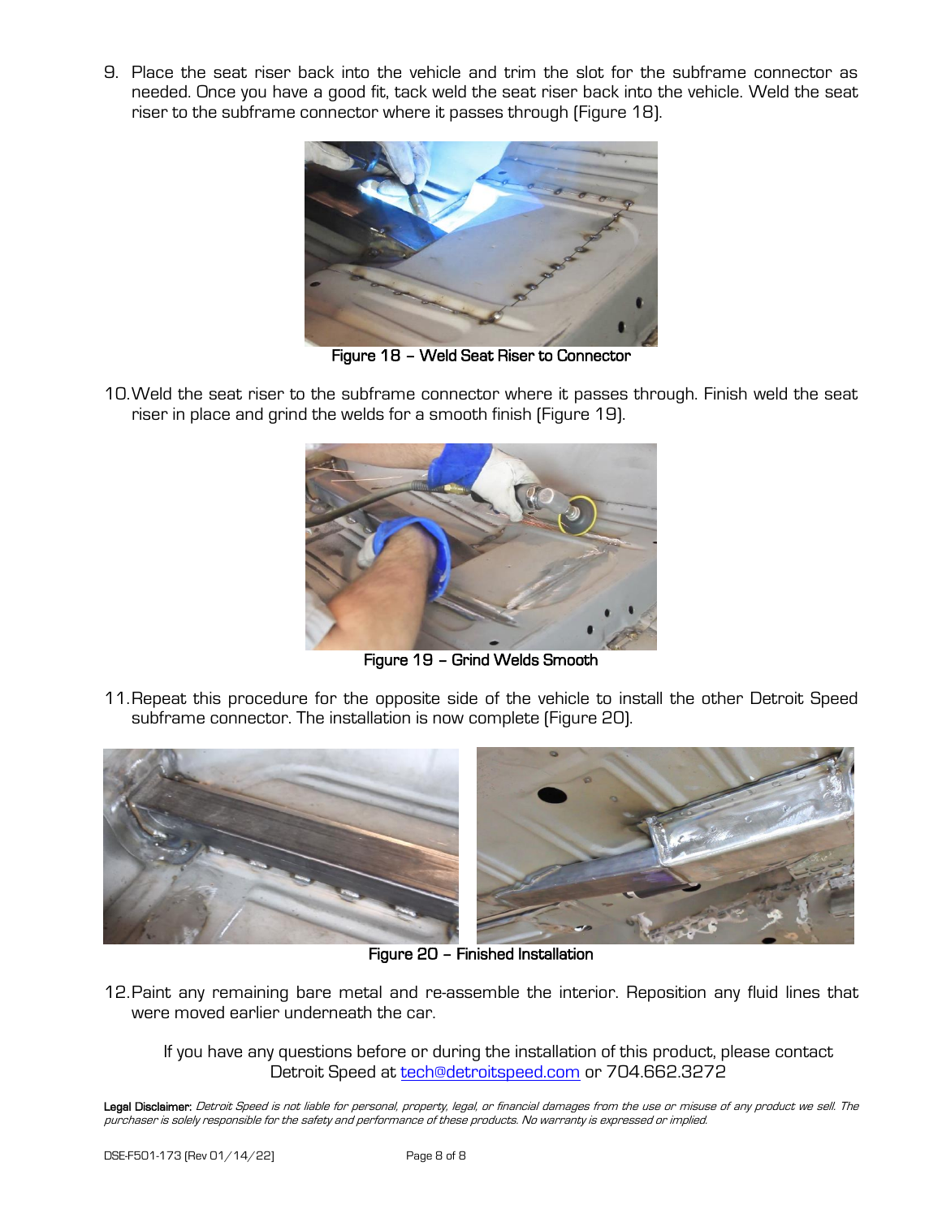9. Place the seat riser back into the vehicle and trim the slot for the subframe connector as needed. Once you have a good fit, tack weld the seat riser back into the vehicle. Weld the seat riser to the subframe connector where it passes through (Figure 18).

Figure 18 – Weld Seat Riser to Connector

10. Weld the seat riser to the subframe connector where it passes through. Finish weld the seat riser in place and grind the welds for a smooth finish (Figure 19).

Figure 19 – Grind Welds Smooth

11. Repeat this procedure for the opposite side of the vehicle to install the other Detroit Speed subframe connector. The installation is now complete (Figure 20).

Figure 20 – Finished Installation

12. Paint any remaining bare metal and re-assemble the interior. Reposition any fluid lines that were moved earlier underneath the car.

If you have any questions before or during the installation of this product, please contact Detroit Speed at tech@detroitspeed.com or 704.662.3272

**Legal Disclaimer:** *Detroit Speed is not liable for personal, property, legal, or financial damages from the use or misuse of any product we sell. The purchaser is solely responsible for the safety and performance of these products. No warranty is expressed or implied.*

DSE-F501-173 [Rev 01/14/22]